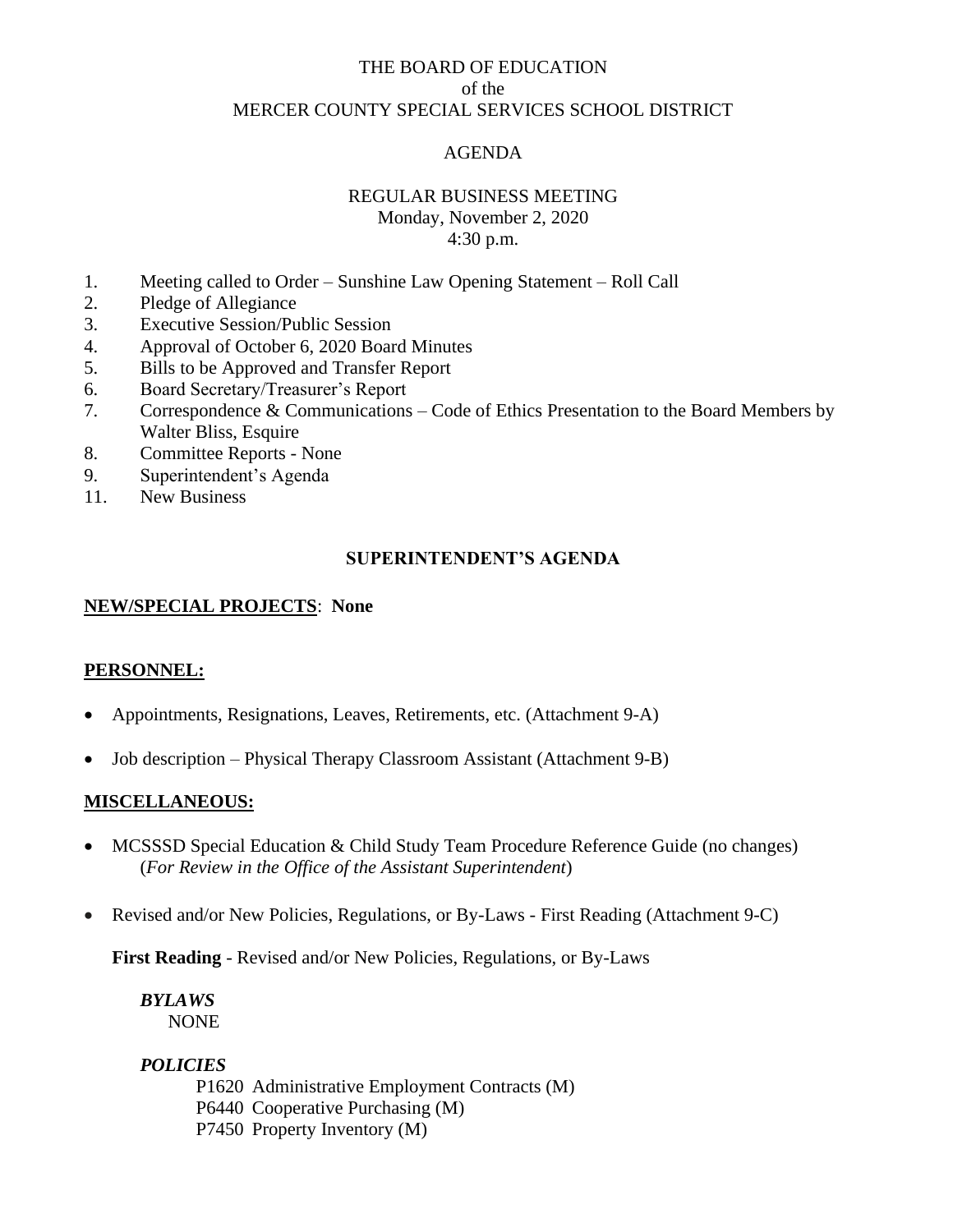THE BOARD OF EDUCATION
of the
MERCER COUNTY SPECIAL SERVICES SCHOOL DISTRICT

AGENDA

REGULAR BUSINESS MEETING
Monday, November 2, 2020
4:30 p.m.

1. Meeting called to Order – Sunshine Law Opening Statement – Roll Call
2. Pledge of Allegiance
3. Executive Session/Public Session
4. Approval of October 6, 2020 Board Minutes
5. Bills to be Approved and Transfer Report
6. Board Secretary/Treasurer's Report
7. Correspondence & Communications – Code of Ethics Presentation to the Board Members by Walter Bliss, Esquire
8. Committee Reports - None
9. Superintendent's Agenda
11. New Business

## SUPERINTENDENT'S AGENDA

**NEW/SPECIAL PROJECTS**: **None**

**PERSONNEL:**

- Appointments, Resignations, Leaves, Retirements, etc. (Attachment 9-A)
- Job description – Physical Therapy Classroom Assistant (Attachment 9-B)

**MISCELLANEOUS:**

- MCSSSD Special Education & Child Study Team Procedure Reference Guide (no changes) (*For Review in the Office of the Assistant Superintendent*)
- Revised and/or New Policies, Regulations, or By-Laws - First Reading (Attachment 9-C)

**First Reading** - Revised and/or New Policies, Regulations, or By-Laws

***BYLAWS***
NONE

***POLICIES***
P1620 Administrative Employment Contracts (M)
P6440 Cooperative Purchasing (M)
P7450 Property Inventory (M)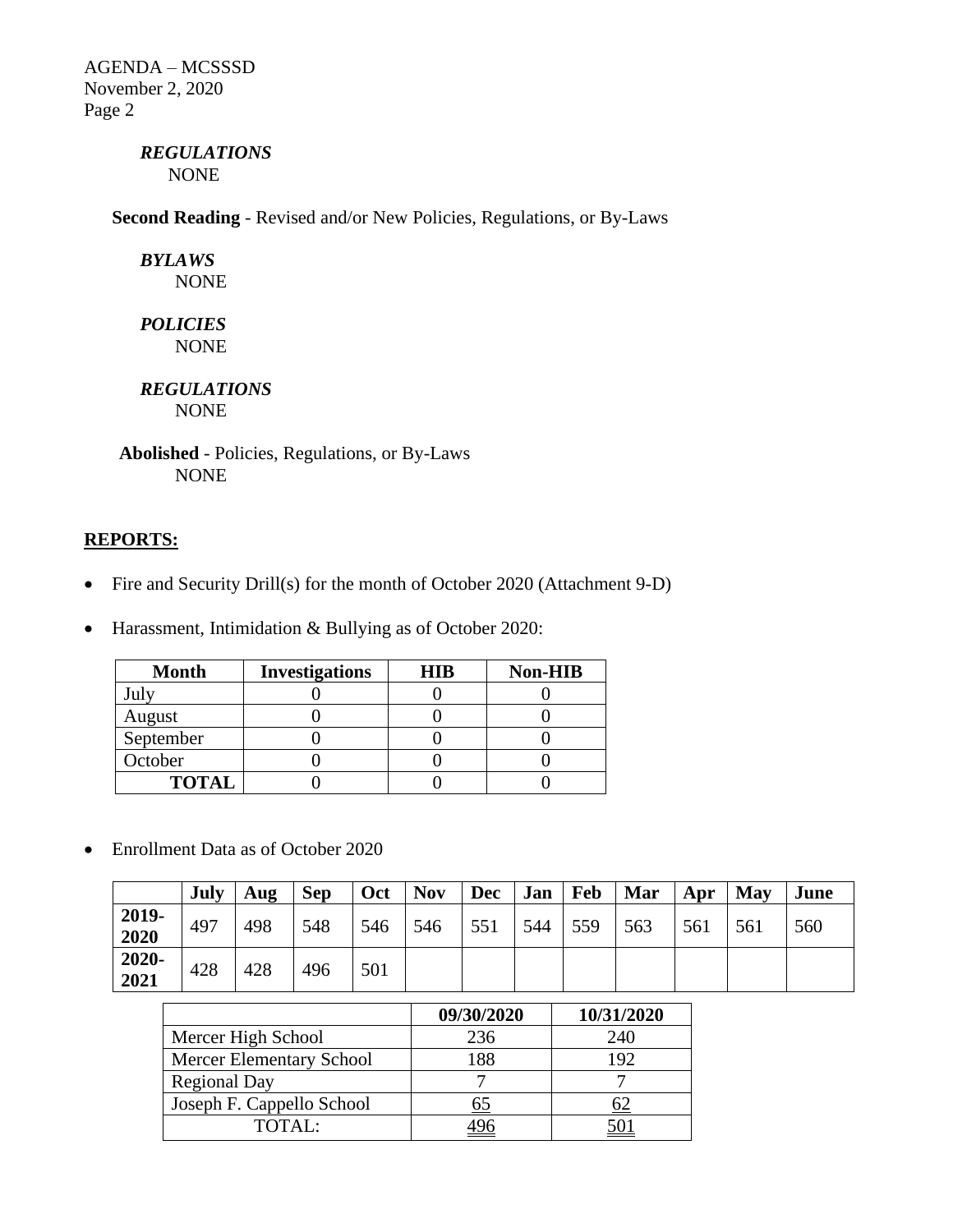*REGULATIONS*
NONE

**Second Reading** - Revised and/or New Policies, Regulations, or By-Laws

*BYLAWS*
NONE

*POLICIES*
NONE

*REGULATIONS*
NONE

**Abolished** - Policies, Regulations, or By-Laws
NONE

## REPORTS:

- Fire and Security Drill(s) for the month of October 2020 (Attachment 9-D)

- Harassment, Intimidation & Bullying as of October 2020:

| Month | Investigations | HIB | Non-HIB |
|---|---|---|---|
| July | 0 | 0 | 0 |
| August | 0 | 0 | 0 |
| September | 0 | 0 | 0 |
| October | 0 | 0 | 0 |
| **TOTAL** | 0 | 0 | 0 |

- Enrollment Data as of October 2020

| | July | Aug | Sep | Oct | Nov | Dec | Jan | Feb | Mar | Apr | May | June |
|---|---|---|---|---|---|---|---|---|---|---|---|---|
| **2019-2020** | 497 | 498 | 548 | 546 | 546 | 551 | 544 | 559 | 563 | 561 | 561 | 560 |
| **2020-2021** | 428 | 428 | 496 | 501 | | | | | | | | |

| | 09/30/2020 | 10/31/2020 |
|---|---|---|
| Mercer High School | 236 | 240 |
| Mercer Elementary School | 188 | 192 |
| Regional Day | 7 | 7 |
| Joseph F. Cappello School | 65 | 62 |
| TOTAL: | 496 | 501 |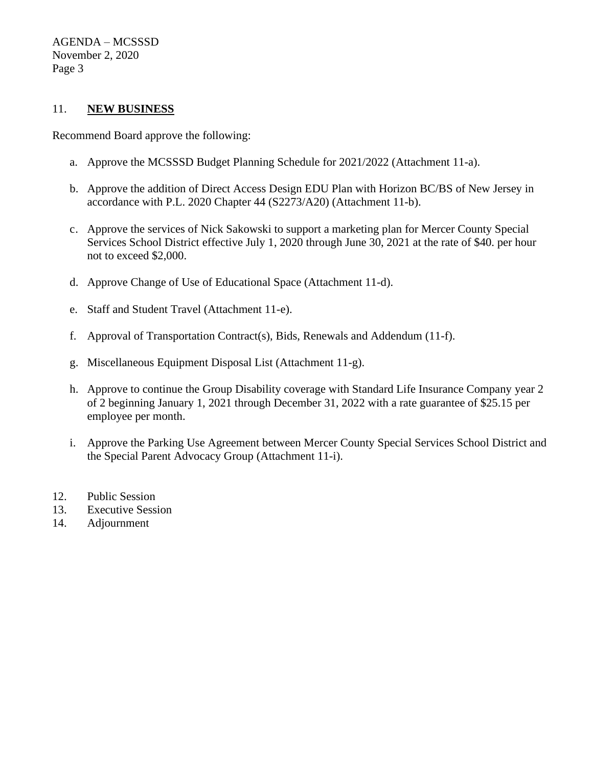11. **NEW BUSINESS**

Recommend Board approve the following:

a. Approve the MCSSSD Budget Planning Schedule for 2021/2022 (Attachment 11-a).

b. Approve the addition of Direct Access Design EDU Plan with Horizon BC/BS of New Jersey in accordance with P.L. 2020 Chapter 44 (S2273/A20) (Attachment 11-b).

c. Approve the services of Nick Sakowski to support a marketing plan for Mercer County Special Services School District effective July 1, 2020 through June 30, 2021 at the rate of $40. per hour not to exceed $2,000.

d. Approve Change of Use of Educational Space (Attachment 11-d).

e. Staff and Student Travel (Attachment 11-e).

f. Approval of Transportation Contract(s), Bids, Renewals and Addendum (11-f).

g. Miscellaneous Equipment Disposal List (Attachment 11-g).

h. Approve to continue the Group Disability coverage with Standard Life Insurance Company year 2 of 2 beginning January 1, 2021 through December 31, 2022 with a rate guarantee of $25.15 per employee per month.

i. Approve the Parking Use Agreement between Mercer County Special Services School District and the Special Parent Advocacy Group (Attachment 11-i).

12. Public Session
13. Executive Session
14. Adjournment